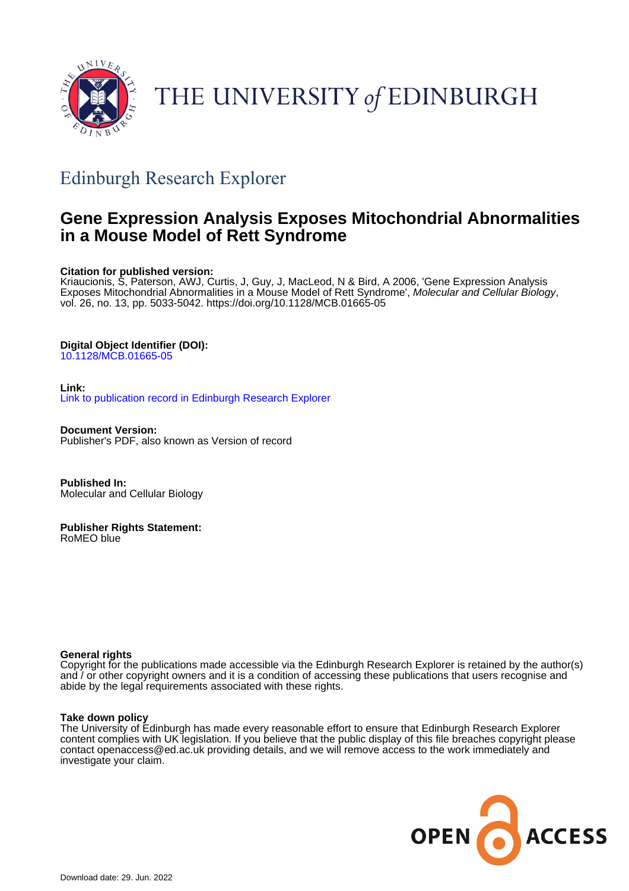THE UNIVERSITY *of* EDINBURGH

## Edinburgh Research Explorer

# Gene Expression Analysis Exposes Mitochondrial Abnormalities in a Mouse Model of Rett Syndrome

**Citation for published version:**
Kriaucionis, S, Paterson, AWJ, Curtis, J, Guy, J, MacLeod, N & Bird, A 2006, 'Gene Expression Analysis Exposes Mitochondrial Abnormalities in a Mouse Model of Rett Syndrome', *Molecular and Cellular Biology*, vol. 26, no. 13, pp. 5033-5042. https://doi.org/10.1128/MCB.01665-05

**Digital Object Identifier (DOI):**
10.1128/MCB.01665-05

**Link:**
Link to publication record in Edinburgh Research Explorer

**Document Version:**
Publisher's PDF, also known as Version of record

**Published In:**
Molecular and Cellular Biology

**Publisher Rights Statement:**
RoMEO blue

**General rights**
Copyright for the publications made accessible via the Edinburgh Research Explorer is retained by the author(s) and / or other copyright owners and it is a condition of accessing these publications that users recognise and abide by the legal requirements associated with these rights.

**Take down policy**
The University of Edinburgh has made every reasonable effort to ensure that Edinburgh Research Explorer content complies with UK legislation. If you believe that the public display of this file breaches copyright please contact openaccess@ed.ac.uk providing details, and we will remove access to the work immediately and investigate your claim.

Download date: 29. Jun. 2022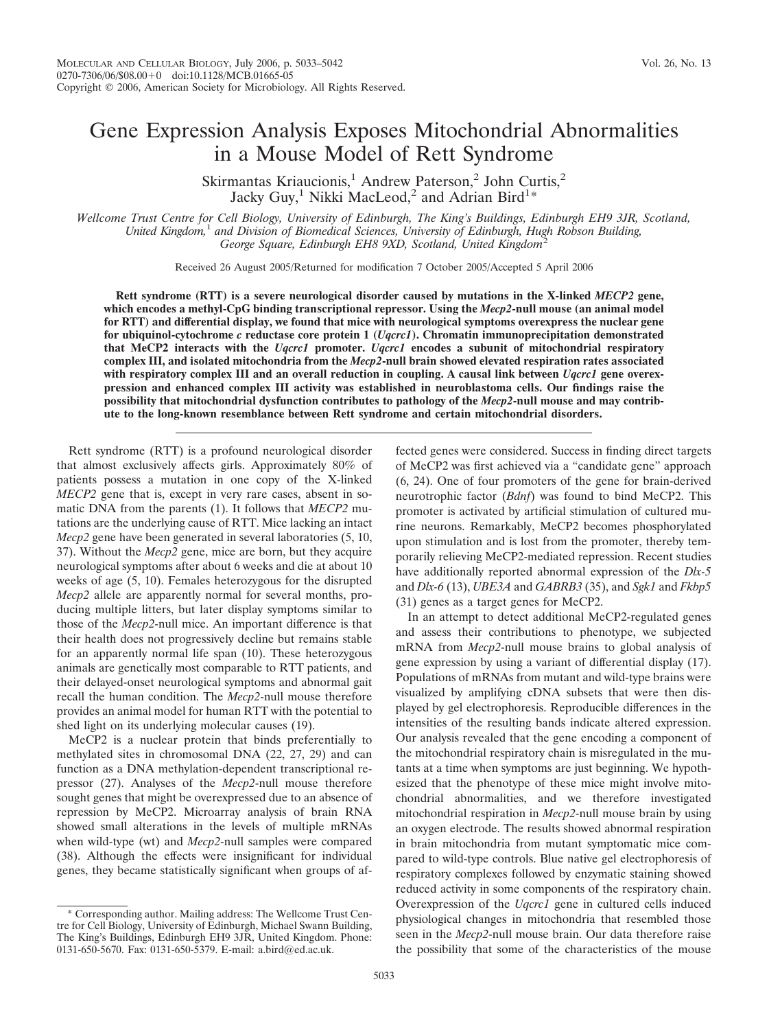# Gene Expression Analysis Exposes Mitochondrial Abnormalities in a Mouse Model of Rett Syndrome

Skirmantas Kriaucionis,[1] Andrew Paterson,[2] John Curtis,[2] Jacky Guy,[1] Nikki MacLeod,[2] and Adrian Bird[1]*

*Wellcome Trust Centre for Cell Biology, University of Edinburgh, The King's Buildings, Edinburgh EH9 3JR, Scotland, United Kingdom,[1] and Division of Biomedical Sciences, University of Edinburgh, Hugh Robson Building, George Square, Edinburgh EH8 9XD, Scotland, United Kingdom[2]*

Received 26 August 2005/Returned for modification 7 October 2005/Accepted 5 April 2006

**Rett syndrome (RTT) is a severe neurological disorder caused by mutations in the X-linked *MECP2* gene, which encodes a methyl-CpG binding transcriptional repressor. Using the *Mecp2*-null mouse (an animal model for RTT) and differential display, we found that mice with neurological symptoms overexpress the nuclear gene for ubiquinol-cytochrome *c* reductase core protein 1 (*Uqcrc1*). Chromatin immunoprecipitation demonstrated that MeCP2 interacts with the *Uqcrc1* promoter. *Uqcrc1* encodes a subunit of mitochondrial respiratory complex III, and isolated mitochondria from the *Mecp2*-null brain showed elevated respiration rates associated with respiratory complex III and an overall reduction in coupling. A causal link between *Uqcrc1* gene overexpression and enhanced complex III activity was established in neuroblastoma cells. Our findings raise the possibility that mitochondrial dysfunction contributes to pathology of the *Mecp2*-null mouse and may contribute to the long-known resemblance between Rett syndrome and certain mitochondrial disorders.**

Rett syndrome (RTT) is a profound neurological disorder that almost exclusively affects girls. Approximately 80% of patients possess a mutation in one copy of the X-linked *MECP2* gene that is, except in very rare cases, absent in somatic DNA from the parents (1). It follows that *MECP2* mutations are the underlying cause of RTT. Mice lacking an intact *Mecp2* gene have been generated in several laboratories (5, 10, 37). Without the *Mecp2* gene, mice are born, but they acquire neurological symptoms after about 6 weeks and die at about 10 weeks of age (5, 10). Females heterozygous for the disrupted *Mecp2* allele are apparently normal for several months, producing multiple litters, but later display symptoms similar to those of the *Mecp2*-null mice. An important difference is that their health does not progressively decline but remains stable for an apparently normal life span (10). These heterozygous animals are genetically most comparable to RTT patients, and their delayed-onset neurological symptoms and abnormal gait recall the human condition. The *Mecp2*-null mouse therefore provides an animal model for human RTT with the potential to shed light on its underlying molecular causes (19).

MeCP2 is a nuclear protein that binds preferentially to methylated sites in chromosomal DNA (22, 27, 29) and can function as a DNA methylation-dependent transcriptional repressor (27). Analyses of the *Mecp2*-null mouse therefore sought genes that might be overexpressed due to an absence of repression by MeCP2. Microarray analysis of brain RNA showed small alterations in the levels of multiple mRNAs when wild-type (wt) and *Mecp2*-null samples were compared (38). Although the effects were insignificant for individual genes, they became statistically significant when groups of affected genes were considered. Success in finding direct targets of MeCP2 was first achieved via a "candidate gene" approach (6, 24). One of four promoters of the gene for brain-derived neurotrophic factor (*Bdnf*) was found to bind MeCP2. This promoter is activated by artificial stimulation of cultured murine neurons. Remarkably, MeCP2 becomes phosphorylated upon stimulation and is lost from the promoter, thereby temporarily relieving MeCP2-mediated repression. Recent studies have additionally reported abnormal expression of the *Dlx-5* and *Dlx-6* (13), *UBE3A* and *GABRB3* (35), and *Sgk1* and *Fkbp5* (31) genes as a target genes for MeCP2.

In an attempt to detect additional MeCP2-regulated genes and assess their contributions to phenotype, we subjected mRNA from *Mecp2*-null mouse brains to global analysis of gene expression by using a variant of differential display (17). Populations of mRNAs from mutant and wild-type brains were visualized by amplifying cDNA subsets that were then displayed by gel electrophoresis. Reproducible differences in the intensities of the resulting bands indicate altered expression. Our analysis revealed that the gene encoding a component of the mitochondrial respiratory chain is misregulated in the mutants at a time when symptoms are just beginning. We hypothesized that the phenotype of these mice might involve mitochondrial abnormalities, and we therefore investigated mitochondrial respiration in *Mecp2*-null mouse brain by using an oxygen electrode. The results showed abnormal respiration in brain mitochondria from mutant symptomatic mice compared to wild-type controls. Blue native gel electrophoresis of respiratory complexes followed by enzymatic staining showed reduced activity in some components of the respiratory chain. Overexpression of the *Uqcrc1* gene in cultured cells induced physiological changes in mitochondria that resembled those seen in the *Mecp2*-null mouse brain. Our data therefore raise the possibility that some of the characteristics of the mouse

\* Corresponding author. Mailing address: The Wellcome Trust Centre for Cell Biology, University of Edinburgh, Michael Swann Building, The King's Buildings, Edinburgh EH9 3JR, United Kingdom. Phone: 0131-650-5670. Fax: 0131-650-5379. E-mail: a.bird@ed.ac.uk.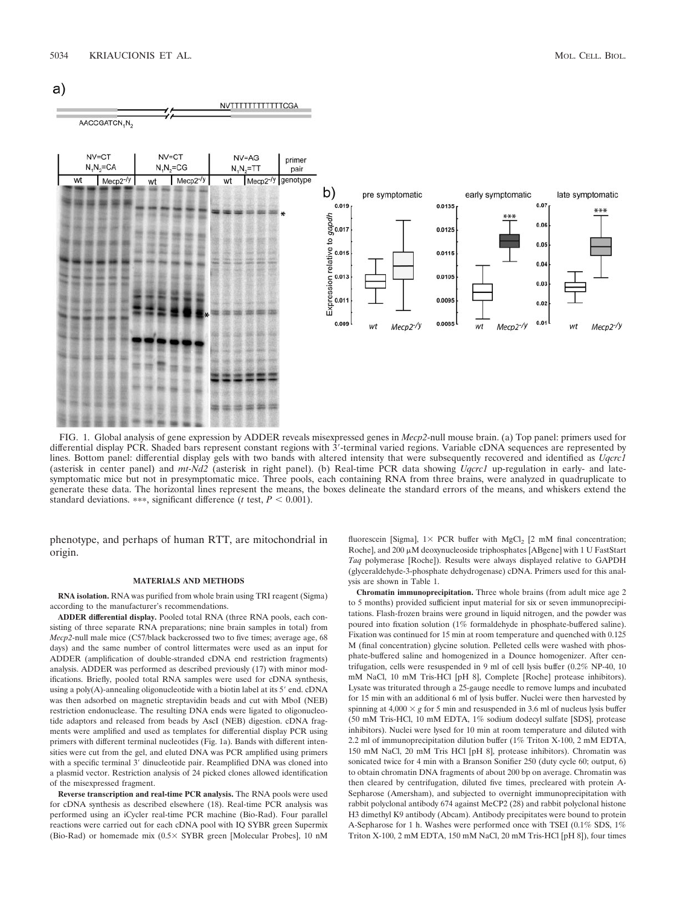FIG. 1. Global analysis of gene expression by ADDER reveals misexpressed genes in *Mecp2*-null mouse brain. (a) Top panel: primers used for differential display PCR. Shaded bars represent constant regions with 3′-terminal varied regions. Variable cDNA sequences are represented by lines. Bottom panel: differential display gels with two bands with altered intensity that were subsequently recovered and identified as *Uqcrc1* (asterisk in center panel) and *mt-Nd2* (asterisk in right panel). (b) Real-time PCR data showing *Uqcrc1* up-regulation in early- and late-symptomatic mice but not in presymptomatic mice. Three pools, each containing RNA from three brains, were analyzed in quadruplicate to generate these data. The horizontal lines represent the means, the boxes delineate the standard errors of the means, and whiskers extend the standard deviations. ***, significant difference (*t* test, $P < 0.001$).

phenotype, and perhaps of human RTT, are mitochondrial in origin.

## MATERIALS AND METHODS

**RNA isolation.** RNA was purified from whole brain using TRI reagent (Sigma) according to the manufacturer's recommendations.

**ADDER differential display.** Pooled total RNA (three RNA pools, each consisting of three separate RNA preparations; nine brain samples in total) from *Mecp2*-null male mice (C57/black backcrossed two to five times; average age, 68 days) and the same number of control littermates were used as an input for ADDER (amplification of double-stranded cDNA end restriction fragments) analysis. ADDER was performed as described previously (17) with minor modifications. Briefly, pooled total RNA samples were used for cDNA synthesis, using a poly(A)-annealing oligonucleotide with a biotin label at its 5′ end. cDNA was then adsorbed on magnetic streptavidin beads and cut with MboI (NEB) restriction endonuclease. The resulting DNA ends were ligated to oligonucleotide adaptors and released from beads by AscI (NEB) digestion. cDNA fragments were amplified and used as templates for differential display PCR using primers with different terminal nucleotides (Fig. 1a). Bands with different intensities were cut from the gel, and eluted DNA was PCR amplified using primers with a specific terminal 3′ dinucleotide pair. Reamplified DNA was cloned into a plasmid vector. Restriction analysis of 24 picked clones allowed identification of the misexpressed fragment.

**Reverse transcription and real-time PCR analysis.** The RNA pools were used for cDNA synthesis as described elsewhere (18). Real-time PCR analysis was performed using an iCycler real-time PCR machine (Bio-Rad). Four parallel reactions were carried out for each cDNA pool with IQ SYBR green Supermix (Bio-Rad) or homemade mix (0.5× SYBR green [Molecular Probes], 10 nM fluorescein [Sigma], 1× PCR buffer with $MgCl_2$ [2 mM final concentration; Roche], and 200 μM deoxynucleoside triphosphates [ABgene] with 1 U FastStart *Taq* polymerase [Roche]). Results were always displayed relative to GAPDH (glyceraldehyde-3-phosphate dehydrogenase) cDNA. Primers used for this analysis are shown in Table 1.

**Chromatin immunoprecipitation.** Three whole brains (from adult mice age 2 to 5 months) provided sufficient input material for six or seven immunoprecipitations. Flash-frozen brains were ground in liquid nitrogen, and the powder was poured into fixation solution (1% formaldehyde in phosphate-buffered saline). Fixation was continued for 15 min at room temperature and quenched with 0.125 M (final concentration) glycine solution. Pelleted cells were washed with phosphate-buffered saline and homogenized in a Dounce homogenizer. After centrifugation, cells were resuspended in 9 ml of cell lysis buffer (0.2% NP-40, 10 mM NaCl, 10 mM Tris-HCl [pH 8], Complete [Roche] protease inhibitors). Lysate was triturated through a 25-gauge needle to remove lumps and incubated for 15 min with an additional 6 ml of lysis buffer. Nuclei were then harvested by spinning at 4,000 × *g* for 5 min and resuspended in 3.6 ml of nucleus lysis buffer (50 mM Tris-HCl, 10 mM EDTA, 1% sodium dodecyl sulfate [SDS], protease inhibitors). Nuclei were lysed for 10 min at room temperature and diluted with 2.2 ml of immunoprecipitation dilution buffer (1% Triton X-100, 2 mM EDTA, 150 mM NaCl, 20 mM Tris HCl [pH 8], protease inhibitors). Chromatin was sonicated twice for 4 min with a Branson Sonifier 250 (duty cycle 60; output, 6) to obtain chromatin DNA fragments of about 200 bp on average. Chromatin was then cleared by centrifugation, diluted five times, precleared with protein A-Sepharose (Amersham), and subjected to overnight immunoprecipitation with rabbit polyclonal antibody 674 against MeCP2 (28) and rabbit polyclonal histone H3 dimethyl K9 antibody (Abcam). Antibody precipitates were bound to protein A-Sepharose for 1 h. Washes were performed once with TSEI (0.1% SDS, 1% Triton X-100, 2 mM EDTA, 150 mM NaCl, 20 mM Tris-HCl [pH 8]), four times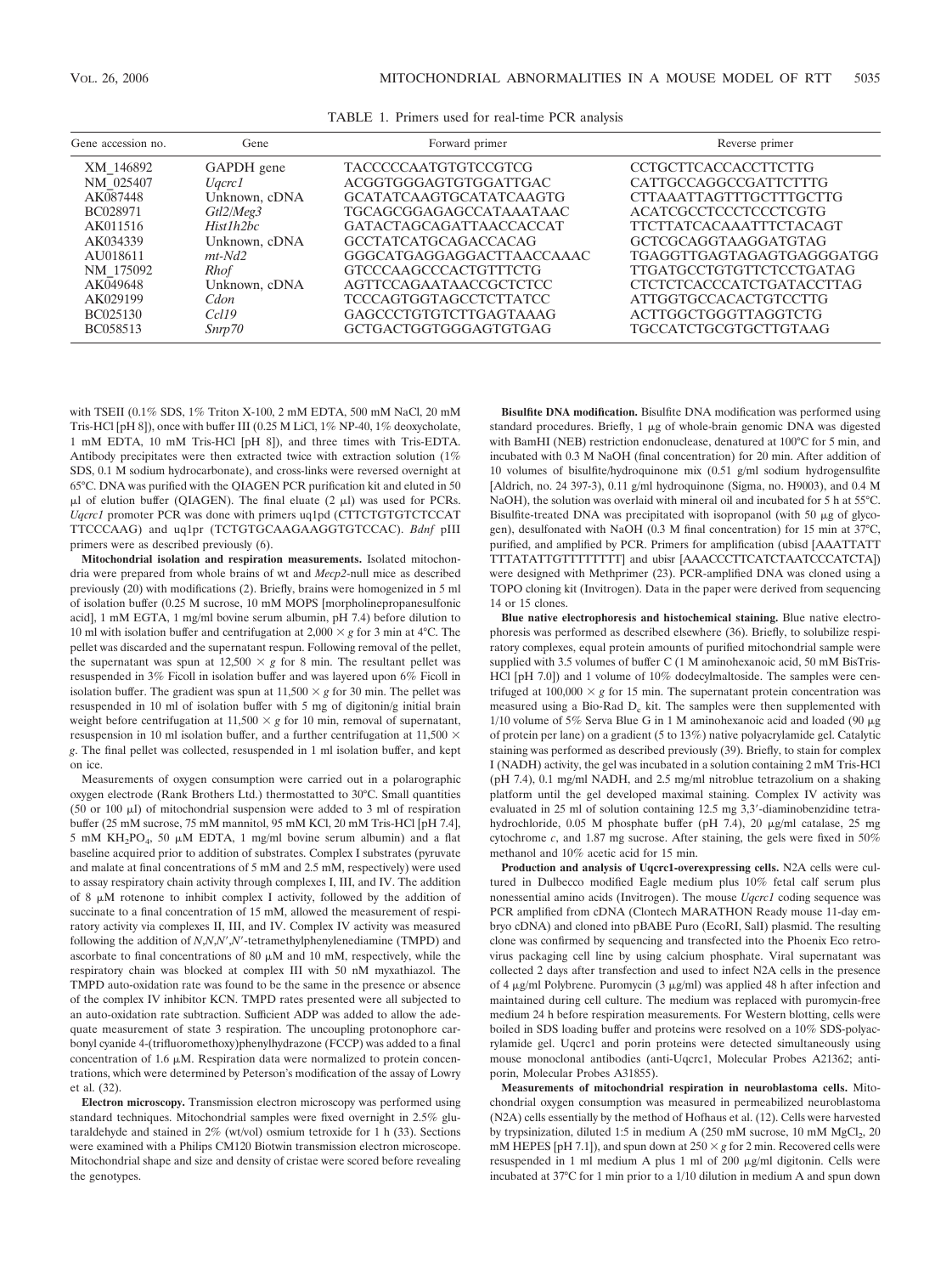TABLE 1. Primers used for real-time PCR analysis

| Gene accession no. | Gene | Forward primer | Reverse primer |
|---|---|---|---|
| XM_146892 | GAPDH gene | TACCCCCAATGTGTCCGTCG | CCTGCTTCACCACCTTCTTG |
| NM_025407 | *Uqcrc1* | ACGGTGGGAGTGTGGATTGAC | CATTGCCAGGCCGATTCTTTG |
| AK087448 | Unknown, cDNA | GCATATCAAGTGCATATCAAGTG | CTTAAATTAGTTTGCTTTGCTTG |
| BC028971 | *Gtl2/Meg3* | TGCAGCGGAGAGCCATAAATAAC | ACATCGCCTCCCTCCCTCGTG |
| AK011516 | *Hist1h2bc* | GATACTAGCAGATTAACCACCAT | TTCTTATCACAAATTTCTACAGT |
| AK034339 | Unknown, cDNA | GCCTATCATGCAGACCACAG | GCTCGCAGGTAAGGATGTAG |
| AU018611 | *mt-Nd2* | GGGCATGAGGAGGACTTAACCAAAC | TGAGGTTGAGTAGAGTGAGGGATGG |
| NM_175092 | *Rhof* | GTCCCAAGCCCACTGTTTCTG | TTGATGCCTGTGTTCTCCTGATAG |
| AK049648 | Unknown, cDNA | AGTTCCAGAATAACCGCTCTCC | CTCTCTCACCCATCTGATACCTTAG |
| AK029199 | *Cdon* | TCCCAGTGGTAGCCTCTTATCC | ATTGGTGCCACACTGTCCTTG |
| BC025130 | *Ccl19* | GAGCCCTGTGTCTTGAGTAAAG | ACTTGGCTGGGTTAGGTCTG |
| BC058513 | *Snrp70* | GCTGACTGGTGGGAGTGTGAG | TGCCATCTGCGTGCTTGTAAG |

with TSEII (0.1% SDS, 1% Triton X-100, 2 mM EDTA, 500 mM NaCl, 20 mM Tris-HCl [pH 8]), once with buffer III (0.25 M LiCl, 1% NP-40, 1% deoxycholate, 1 mM EDTA, 10 mM Tris-HCl [pH 8]), and three times with Tris-EDTA. Antibody precipitates were then extracted twice with extraction solution (1% SDS, 0.1 M sodium hydrocarbonate), and cross-links were reversed overnight at 65°C. DNA was purified with the QIAGEN PCR purification kit and eluted in 50 μl of elution buffer (QIAGEN). The final eluate (2 μl) was used for PCRs. *Uqcrc1* promoter PCR was done with primers uq1pd (CTTCTGTGTCTCCAT TTCCCAAG) and uq1pr (TCTGTGCAAGAAGGTGTCCAC). *Bdnf* pIII primers were as described previously (6).

**Mitochondrial isolation and respiration measurements.** Isolated mitochondria were prepared from whole brains of wt and *Mecp2*-null mice as described previously (20) with modifications (2). Briefly, brains were homogenized in 5 ml of isolation buffer (0.25 M sucrose, 10 mM MOPS [morpholinepropanesulfonic acid], 1 mM EGTA, 1 mg/ml bovine serum albumin, pH 7.4) before dilution to 10 ml with isolation buffer and centrifugation at $2,000 \times g$ for 3 min at 4°C. The pellet was discarded and the supernatant respun. Following removal of the pellet, the supernatant was spun at $12,500 \times g$ for 8 min. The resultant pellet was resuspended in 3% Ficoll in isolation buffer and was layered upon 6% Ficoll in isolation buffer. The gradient was spun at $11,500 \times g$ for 30 min. The pellet was resuspended in 10 ml of isolation buffer with 5 mg of digitonin/g initial brain weight before centrifugation at $11,500 \times g$ for 10 min, removal of supernatant, resuspension in 10 ml isolation buffer, and a further centrifugation at $11,500 \times g$. The final pellet was collected, resuspended in 1 ml isolation buffer, and kept on ice.

Measurements of oxygen consumption were carried out in a polarographic oxygen electrode (Rank Brothers Ltd.) thermostatted to 30°C. Small quantities (50 or 100 μl) of mitochondrial suspension were added to 3 ml of respiration buffer (25 mM sucrose, 75 mM mannitol, 95 mM KCl, 20 mM Tris-HCl [pH 7.4], 5 mM $KH_2PO_4$, 50 μM EDTA, 1 mg/ml bovine serum albumin) and a flat baseline acquired prior to addition of substrates. Complex I substrates (pyruvate and malate at final concentrations of 5 mM and 2.5 mM, respectively) were used to assay respiratory chain activity through complexes I, III, and IV. The addition of 8 μM rotenone to inhibit complex I activity, followed by the addition of succinate to a final concentration of 15 mM, allowed the measurement of respiratory activity via complexes II, III, and IV. Complex IV activity was measured following the addition of *N*,*N*,*N*′,*N*′-tetramethylphenylenediamine (TMPD) and ascorbate to final concentrations of 80 μM and 10 mM, respectively, while the respiratory chain was blocked at complex III with 50 nM myxathiazol. The TMPD auto-oxidation rate was found to be the same in the presence or absence of the complex IV inhibitor KCN. TMPD rates presented were all subjected to an auto-oxidation rate subtraction. Sufficient ADP was added to allow the adequate measurement of state 3 respiration. The uncoupling protonophore carbonyl cyanide 4-(trifluoromethoxy)phenylhydrazone (FCCP) was added to a final concentration of 1.6 μM. Respiration data were normalized to protein concentrations, which were determined by Peterson's modification of the assay of Lowry et al. (32).

**Electron microscopy.** Transmission electron microscopy was performed using standard techniques. Mitochondrial samples were fixed overnight in 2.5% glutaraldehyde and stained in 2% (wt/vol) osmium tetroxide for 1 h (33). Sections were examined with a Philips CM120 Biotwin transmission electron microscope. Mitochondrial shape and size and density of cristae were scored before revealing the genotypes.

**Bisulfite DNA modification.** Bisulfite DNA modification was performed using standard procedures. Briefly, 1 μg of whole-brain genomic DNA was digested with BamHI (NEB) restriction endonuclease, denatured at 100°C for 5 min, and incubated with 0.3 M NaOH (final concentration) for 20 min. After addition of 10 volumes of bisulfite/hydroquinone mix (0.51 g/ml sodium hydrogensulfite [Aldrich, no. 24 397-3], 0.11 g/ml hydroquinone (Sigma, no. H9003), and 0.4 M NaOH), the solution was overlaid with mineral oil and incubated for 5 h at 55°C. Bisulfite-treated DNA was precipitated with isopropanol (with 50 μg of glycogen), desulfonated with NaOH (0.3 M final concentration) for 15 min at 37°C, purified, and amplified by PCR. Primers for amplification (ubisd [AAATTATT TTTATATTGTTTTTTTT] and ubisr [AAACCCTTCATCTAATCCCATCTA]) were designed with Methprimer (23). PCR-amplified DNA was cloned using a TOPO cloning kit (Invitrogen). Data in the paper were derived from sequencing 14 or 15 clones.

**Blue native electrophoresis and histochemical staining.** Blue native electrophoresis was performed as described elsewhere (36). Briefly, to solubilize respiratory complexes, equal protein amounts of purified mitochondrial sample were supplied with 3.5 volumes of buffer C (1 M aminohexanoic acid, 50 mM BisTris-HCl [pH 7.0]) and 1 volume of 10% dodecylmaltoside. The samples were centrifuged at $100,000 \times g$ for 15 min. The supernatant protein concentration was measured using a Bio-Rad $D_c$ kit. The samples were then supplemented with 1/10 volume of 5% Serva Blue G in 1 M aminohexanoic acid and loaded (90 μg of protein per lane) on a gradient (5 to 13%) native polyacrylamide gel. Catalytic staining was performed as described previously (39). Briefly, to stain for complex I (NADH) activity, the gel was incubated in a solution containing 2 mM Tris-HCl (pH 7.4), 0.1 mg/ml NADH, and 2.5 mg/ml nitroblue tetrazolium on a shaking platform until the gel developed maximal staining. Complex IV activity was evaluated in 25 ml of solution containing 12.5 mg 3,3′-diaminobenzidine tetrahydrochloride, 0.05 M phosphate buffer (pH 7.4), 20 μg/ml catalase, 25 mg cytochrome *c*, and 1.87 mg sucrose. After staining, the gels were fixed in 50% methanol and 10% acetic acid for 15 min.

**Production and analysis of Uqcrc1-overexpressing cells.** N2A cells were cultured in Dulbecco modified Eagle medium plus 10% fetal calf serum plus nonessential amino acids (Invitrogen). The mouse *Uqcrc1* coding sequence was PCR amplified from cDNA (Clontech MARATHON Ready mouse 11-day embryo cDNA) and cloned into pBABE Puro (EcoRI, SalI) plasmid. The resulting clone was confirmed by sequencing and transfected into the Phoenix Eco retrovirus packaging cell line by using calcium phosphate. Viral supernatant was collected 2 days after transfection and used to infect N2A cells in the presence of 4 μg/ml Polybrene. Puromycin (3 μg/ml) was applied 48 h after infection and maintained during cell culture. The medium was replaced with puromycin-free medium 24 h before respiration measurements. For Western blotting, cells were boiled in SDS loading buffer and proteins were resolved on a 10% SDS-polyacrylamide gel. Uqcrc1 and porin proteins were detected simultaneously using mouse monoclonal antibodies (anti-Uqcrc1, Molecular Probes A21362; anti-porin, Molecular Probes A31855).

**Measurements of mitochondrial respiration in neuroblastoma cells.** Mitochondrial oxygen consumption was measured in permeabilized neuroblastoma (N2A) cells essentially by the method of Hofhaus et al. (12). Cells were harvested by trypsinization, diluted 1:5 in medium A (250 mM sucrose, 10 mM $MgCl_2$, 20 mM HEPES [pH 7.1]), and spun down at $250 \times g$ for 2 min. Recovered cells were resuspended in 1 ml of medium A plus 1 ml of 200 μg/ml digitonin. Cells were incubated at 37°C for 1 min prior to a 1/10 dilution in medium A and spun down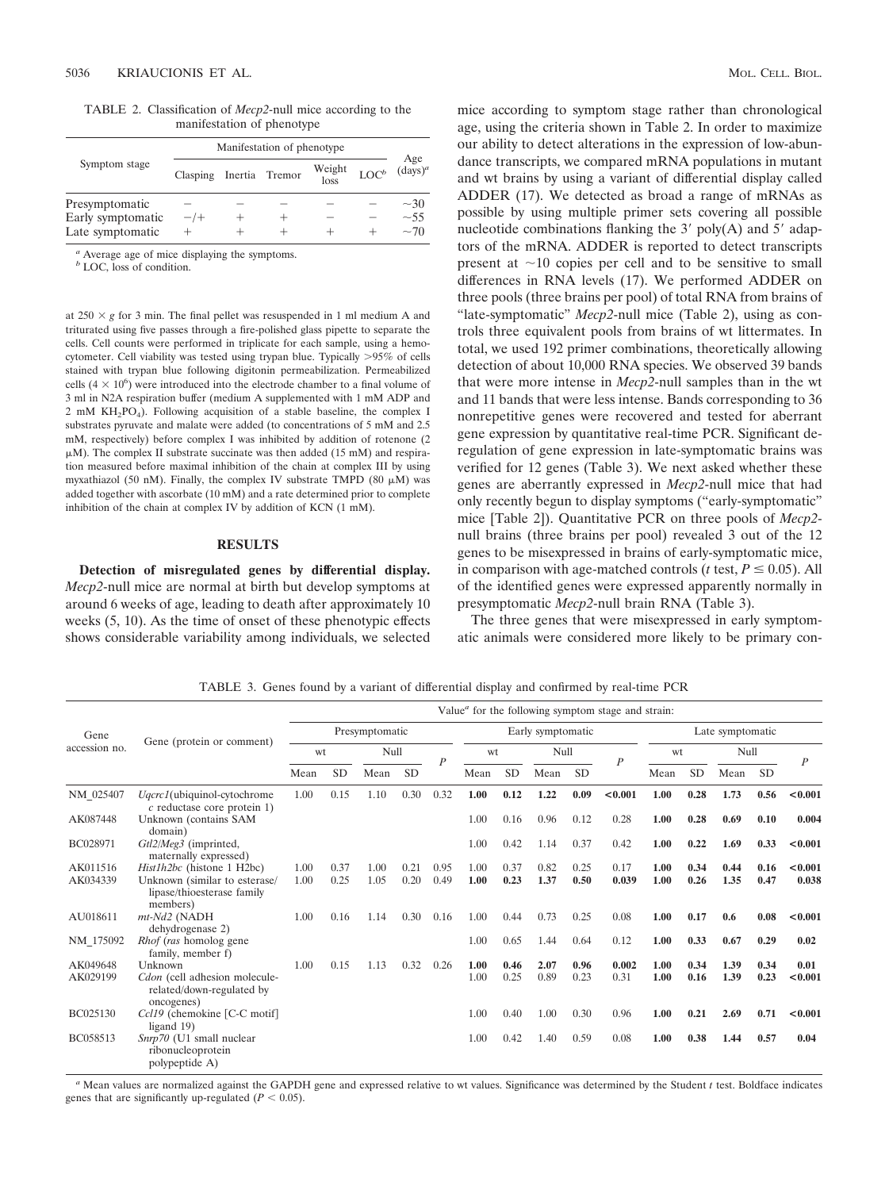TABLE 2. Classification of *Mecp2*-null mice according to the manifestation of phenotype

| Symptom stage | Manifestation of phenotype | | | | | Age (days)[a] |
|---|---|---|---|---|---|---|
| | Clasping | Inertia | Tremor | Weight loss | LOC[b] | |
| Presymptomatic | − | − | − | − | − | ~30 |
| Early symptomatic | −/+ | + | + | − | − | ~55 |
| Late symptomatic | + | + | + | + | + | ~70 |

[a] Average age of mice displaying the symptoms.
[b] LOC, loss of condition.

at $250 \times g$ for 3 min. The final pellet was resuspended in 1 ml medium A and triturated using five passes through a fire-polished glass pipette to separate the cells. Cell counts were performed in triplicate for each sample, using a hemocytometer. Cell viability was tested using trypan blue. Typically >95% of cells stained with trypan blue following digitonin permeabilization. Permeabilized cells ($4 \times 10^6$) were introduced into the electrode chamber to a final volume of 3 ml in N2A respiration buffer (medium A supplemented with 1 mM ADP and 2 mM $KH_2PO_4$). Following acquisition of a stable baseline, the complex I substrates pyruvate and malate were added (to concentrations of 5 mM and 2.5 mM, respectively) before complex I was inhibited by addition of rotenone (2 μM). The complex II substrate succinate was then added (15 mM) and respiration measured before maximal inhibition of the chain at complex III by using myxathiazol (50 nM). Finally, the complex IV substrate TMPD (80 μM) was added together with ascorbate (10 mM) and a rate determined prior to complete inhibition of the chain at complex IV by addition of KCN (1 mM).

## RESULTS

**Detection of misregulated genes by differential display.** *Mecp2*-null mice are normal at birth but develop symptoms at around 6 weeks of age, leading to death after approximately 10 weeks (5, 10). As the time of onset of these phenotypic effects shows considerable variability among individuals, we selected mice according to symptom stage rather than chronological age, using the criteria shown in Table 2. In order to maximize our ability to detect alterations in the expression of low-abundance transcripts, we compared mRNA populations in mutant and wt brains by using a variant of differential display called ADDER (17). We detected as broad a range of mRNAs as possible by using multiple primer sets covering all possible nucleotide combinations flanking the 3′ poly(A) and 5′ adaptors of the mRNA. ADDER is reported to detect transcripts present at ~10 copies per cell and to be sensitive to small differences in RNA levels (17). We performed ADDER on three pools (three brains per pool) of total RNA from brains of "late-symptomatic" *Mecp2*-null mice (Table 2), using as controls three equivalent pools from brains of wt littermates. In total, we used 192 primer combinations, theoretically allowing detection of about 10,000 RNA species. We observed 39 bands that were more intense in *Mecp2*-null samples than in the wt and 11 bands that were less intense. Bands corresponding to 36 nonrepetitive genes were recovered and tested for aberrant gene expression by quantitative real-time PCR. Significant deregulation of gene expression in late-symptomatic brains was verified for 12 genes (Table 3). We next asked whether these genes are aberrantly expressed in *Mecp2*-null mice that had only recently begun to display symptoms ("early-symptomatic" mice [Table 2]). Quantitative PCR on three pools of *Mecp2*-null brains (three brains per pool) revealed 3 out of the 12 genes to be misexpressed in brains of early-symptomatic mice, in comparison with age-matched controls (*t* test, $P \leq 0.05$). All of the identified genes were expressed apparently normally in presymptomatic *Mecp2*-null brain RNA (Table 3).

The three genes that were misexpressed in early symptomatic animals were considered more likely to be primary con-

TABLE 3. Genes found by a variant of differential display and confirmed by real-time PCR

| Gene accession no. | Gene (protein or comment) | Presymptomatic: wt Mean | wt SD | Null Mean | Null SD | *P* | Early symptomatic: wt Mean | wt SD | Null Mean | Null SD | *P* | Late symptomatic: wt Mean | wt SD | Null Mean | Null SD | *P* |
|---|---|---|---|---|---|---|---|---|---|---|---|---|---|---|---|---|
| NM_025407 | *Uqcrc1*(ubiquinol-cytochrome *c* reductase core protein 1) | 1.00 | 0.15 | 1.10 | 0.30 | 0.32 | **1.00** | **0.12** | **1.22** | **0.09** | **<0.001** | **1.00** | **0.28** | **1.73** | **0.56** | **<0.001** |
| AK087448 | Unknown (contains SAM domain) | | | | | | 1.00 | 0.16 | 0.96 | 0.12 | 0.28 | **1.00** | **0.28** | **0.69** | **0.10** | **0.004** |
| BC028971 | *Gtl2/Meg3* (imprinted, maternally expressed) | | | | | | 1.00 | 0.42 | 1.14 | 0.37 | 0.42 | **1.00** | **0.22** | **1.69** | **0.33** | **<0.001** |
| AK011516 | *Hist1h2bc* (histone 1 H2bc) | 1.00 | 0.37 | 1.00 | 0.21 | 0.95 | 1.00 | 0.37 | 0.82 | 0.25 | 0.17 | **1.00** | **0.34** | **0.44** | **0.16** | **<0.001** |
| AK034339 | Unknown (similar to esterase/ lipase/thioesterase family members) | 1.00 | 0.25 | 1.05 | 0.20 | 0.49 | **1.00** | **0.23** | **1.37** | **0.50** | **0.039** | **1.00** | **0.26** | **1.35** | **0.47** | **0.038** |
| AU018611 | *mt-Nd2* (NADH dehydrogenase 2) | 1.00 | 0.16 | 1.14 | 0.30 | 0.16 | 1.00 | 0.44 | 0.73 | 0.25 | 0.08 | **1.00** | **0.17** | **0.6** | **0.08** | **<0.001** |
| NM_175092 | *Rhof* (*ras* homolog gene family, member f) | | | | | | 1.00 | 0.65 | 1.44 | 0.64 | 0.12 | **1.00** | **0.33** | **0.67** | **0.29** | **0.02** |
| AK049648 | Unknown | 1.00 | 0.15 | 1.13 | 0.32 | 0.26 | **1.00** | **0.46** | **2.07** | **0.96** | **0.002** | **1.00** | **0.34** | **1.39** | **0.34** | **0.01** |
| AK029199 | *Cdon* (cell adhesion molecule-related/down-regulated by oncogenes) | | | | | | 1.00 | 0.25 | 0.89 | 0.23 | 0.31 | **1.00** | **0.16** | **1.39** | **0.23** | **<0.001** |
| BC025130 | *Ccl19* (chemokine [C-C motif] ligand 19) | | | | | | 1.00 | 0.40 | 1.00 | 0.30 | 0.96 | **1.00** | **0.21** | **2.69** | **0.71** | **<0.001** |
| BC058513 | *Snrp70* (U1 small nuclear ribonucleoprotein polypeptide A) | | | | | | 1.00 | 0.42 | 1.40 | 0.59 | 0.08 | **1.00** | **0.38** | **1.44** | **0.57** | **0.04** |

[a] Mean values are normalized against the GAPDH gene and expressed relative to wt values. Significance was determined by the Student *t* test. Boldface indicates genes that are significantly up-regulated ($P < 0.05$).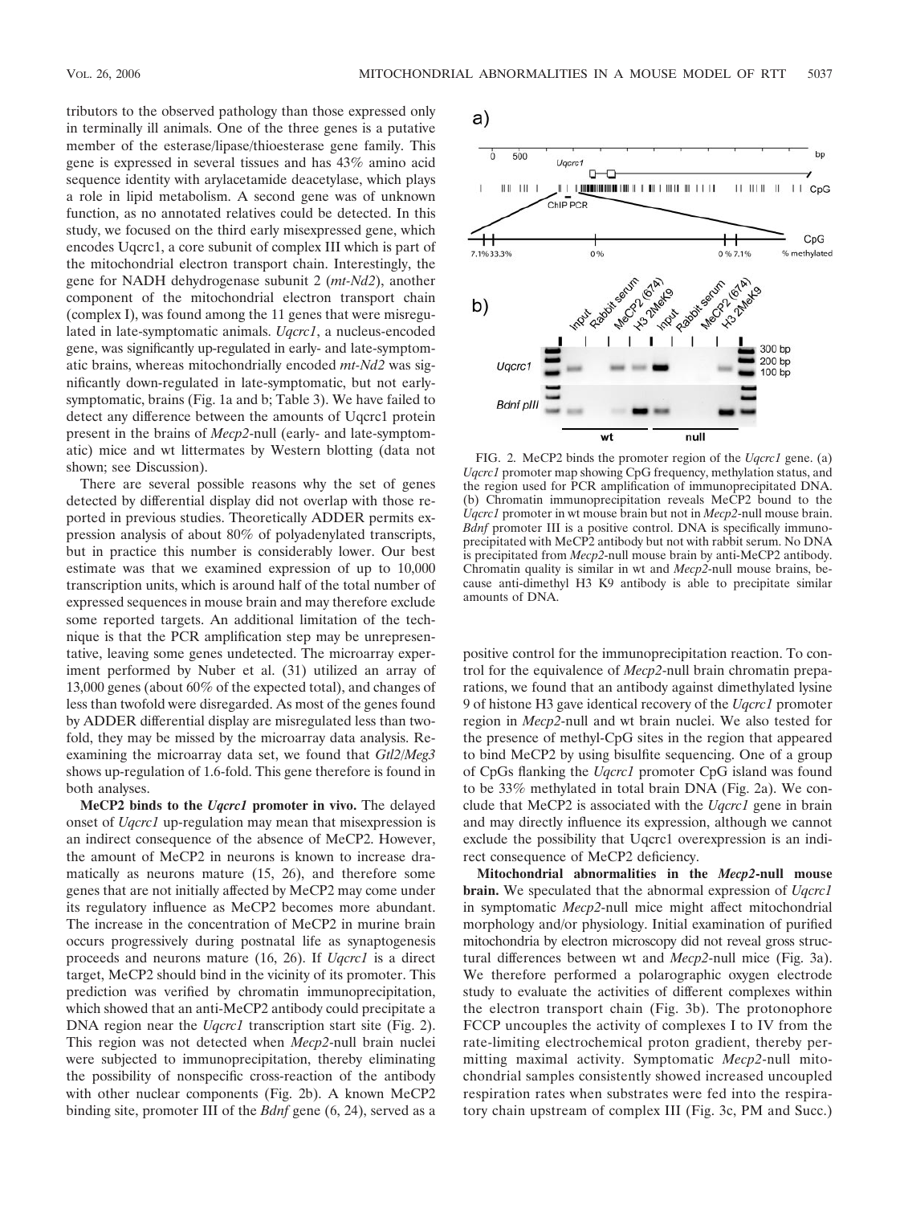tributors to the observed pathology than those expressed only in terminally ill animals. One of the three genes is a putative member of the esterase/lipase/thioesterase gene family. This gene is expressed in several tissues and has 43% amino acid sequence identity with arylacetamide deacetylase, which plays a role in lipid metabolism. A second gene was of unknown function, as no annotated relatives could be detected. In this study, we focused on the third early misexpressed gene, which encodes Uqcrc1, a core subunit of complex III which is part of the mitochondrial electron transport chain. Interestingly, the gene for NADH dehydrogenase subunit 2 (*mt-Nd2*), another component of the mitochondrial electron transport chain (complex I), was found among the 11 genes that were misregulated in late-symptomatic animals. *Uqcrc1*, a nucleus-encoded gene, was significantly up-regulated in early- and late-symptomatic brains, whereas mitochondrially encoded *mt-Nd2* was significantly down-regulated in late-symptomatic, but not early-symptomatic, brains (Fig. 1a and b; Table 3). We have failed to detect any difference between the amounts of Uqcrc1 protein present in the brains of *Mecp2*-null (early- and late-symptomatic) mice and wt littermates by Western blotting (data not shown; see Discussion).

There are several possible reasons why the set of genes detected by differential display did not overlap with those reported in previous studies. Theoretically ADDER permits expression analysis of about 80% of polyadenylated transcripts, but in practice this number is considerably lower. Our best estimate was that we examined expression of up to 10,000 transcription units, which is around half of the total number of expressed sequences in mouse brain and may therefore exclude some reported targets. An additional limitation of the technique is that the PCR amplification step may be unrepresentative, leaving some genes undetected. The microarray experiment performed by Nuber et al. (31) utilized an array of 13,000 genes (about 60% of the expected total), and changes of less than twofold were disregarded. As most of the genes found by ADDER differential display are misregulated less than twofold, they may be missed by the microarray data analysis. Reexamining the microarray data set, we found that *Gtl2/Meg3* shows up-regulation of 1.6-fold. This gene therefore is found in both analyses.

**MeCP2 binds to the *Uqcrc1* promoter in vivo.** The delayed onset of *Uqcrc1* up-regulation may mean that misexpression is an indirect consequence of the absence of MeCP2. However, the amount of MeCP2 in neurons is known to increase dramatically as neurons mature (15, 26), and therefore some genes that are not initially affected by MeCP2 may come under its regulatory influence as MeCP2 becomes more abundant. The increase in the concentration of MeCP2 in murine brain occurs progressively during postnatal life as synaptogenesis proceeds and neurons mature (16, 26). If *Uqcrc1* is a direct target, MeCP2 should bind in the vicinity of its promoter. This prediction was verified by chromatin immunoprecipitation, which showed that an anti-MeCP2 antibody could precipitate a DNA region near the *Uqcrc1* transcription start site (Fig. 2). This region was not detected when *Mecp2*-null brain nuclei were subjected to immunoprecipitation, thereby eliminating the possibility of nonspecific cross-reaction of the antibody with other nuclear components (Fig. 2b). A known MeCP2 binding site, promoter III of the *Bdnf* gene (6, 24), served as a positive control for the immunoprecipitation reaction. To control for the equivalence of *Mecp2*-null brain chromatin preparations, we found that an antibody against dimethylated lysine 9 of histone H3 gave identical recovery of the *Uqcrc1* promoter region in *Mecp2*-null and wt brain nuclei. We also tested for the presence of methyl-CpG sites in the region that appeared to bind MeCP2 by using bisulfite sequencing. One of a group of CpGs flanking the *Uqcrc1* promoter CpG island was found to be 33% methylated in total brain DNA (Fig. 2a). We conclude that MeCP2 is associated with the *Uqcrc1* gene in brain and may directly influence its expression, although we cannot exclude the possibility that Uqcrc1 overexpression is an indirect consequence of MeCP2 deficiency.

FIG. 2. MeCP2 binds the promoter region of the *Uqcrc1* gene. (a) *Uqcrc1* promoter map showing CpG frequency, methylation status, and the region used for PCR amplification of immunoprecipitated DNA. (b) Chromatin immunoprecipitation reveals MeCP2 bound to the *Uqcrc1* promoter in wt mouse brain but not in *Mecp2*-null mouse brain. *Bdnf* promoter III is a positive control. DNA is specifically immunoprecipitated with MeCP2 antibody but not with rabbit serum. No DNA is precipitated from *Mecp2*-null mouse brain by anti-MeCP2 antibody. Chromatin quality is similar in wt and *Mecp2*-null mouse brains, because anti-dimethyl H3 K9 antibody is able to precipitate similar amounts of DNA.

**Mitochondrial abnormalities in the *Mecp2*-null mouse brain.** We speculated that the abnormal expression of *Uqcrc1* in symptomatic *Mecp2*-null mice might affect mitochondrial morphology and/or physiology. Initial examination of purified mitochondria by electron microscopy did not reveal gross structural differences between wt and *Mecp2*-null mice (Fig. 3a). We therefore performed a polarographic oxygen electrode study to evaluate the activities of different complexes within the electron transport chain (Fig. 3b). The protonophore FCCP uncouples the activity of complexes I to IV from the rate-limiting electrochemical proton gradient, thereby permitting maximal activity. Symptomatic *Mecp2*-null mitochondrial samples consistently showed increased uncoupled respiration rates when substrates were fed into the respiratory chain upstream of complex III (Fig. 3c, PM and Succ.)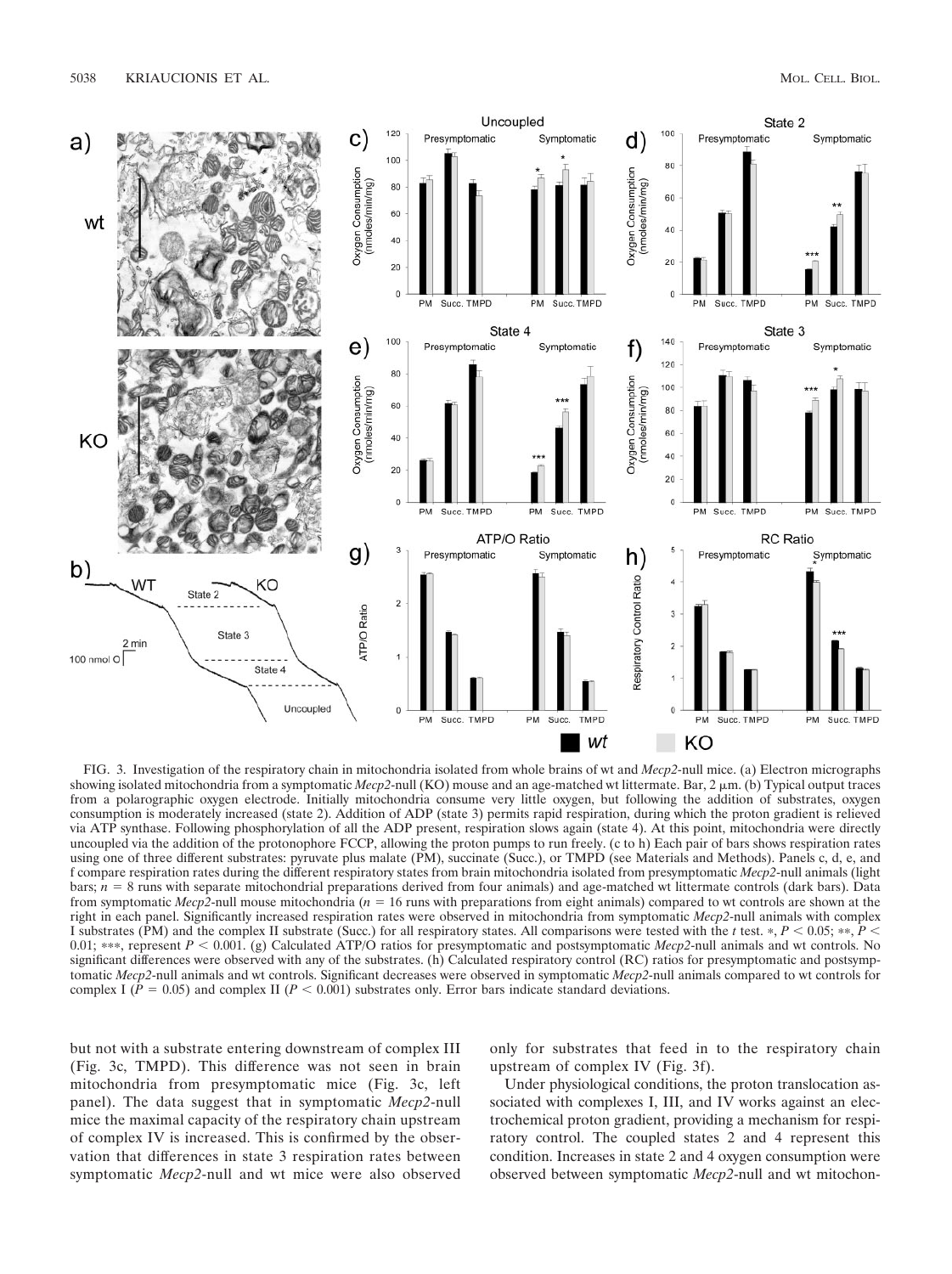FIG. 3. Investigation of the respiratory chain in mitochondria isolated from whole brains of wt and *Mecp2*-null mice. (a) Electron micrographs showing isolated mitochondria from a symptomatic *Mecp2*-null (KO) mouse and an age-matched wt littermate. Bar, 2 μm. (b) Typical output traces from a polarographic oxygen electrode. Initially mitochondria consume very little oxygen, but following the addition of substrates, oxygen consumption is moderately increased (state 2). Addition of ADP (state 3) permits rapid respiration, during which the proton gradient is relieved via ATP synthase. Following phosphorylation of all the ADP present, respiration slows again (state 4). At this point, mitochondria were directly uncoupled via the addition of the protonophore FCCP, allowing the proton pumps to run freely. (c to h) Each pair of bars shows respiration rates using one of three different substrates: pyruvate plus malate (PM), succinate (Succ.), or TMPD (see Materials and Methods). Panels c, d, e, and f compare respiration rates during the different respiratory states from brain mitochondria isolated from presymptomatic *Mecp2*-null animals (light bars; $n = 8$ runs with separate mitochondrial preparations derived from four animals) and age-matched wt littermate controls (dark bars). Data from symptomatic *Mecp2*-null mouse mitochondria ($n = 16$ runs with preparations from eight animals) compared to wt controls are shown at the right in each panel. Significantly increased respiration rates were observed in mitochondria from symptomatic *Mecp2*-null animals with complex I substrates (PM) and the complex II substrate (Succ.) for all respiratory states. All comparisons were tested with the *t* test. *, $P < 0.05$; **, $P < 0.01$; ***, represent $P < 0.001$. (g) Calculated ATP/O ratios for presymptomatic and postsymptomatic *Mecp2*-null animals and wt controls. No significant differences were observed with any of the substrates. (h) Calculated respiratory control (RC) ratios for presymptomatic and postsymptomatic *Mecp2*-null animals and wt controls. Significant decreases were observed in symptomatic *Mecp2*-null animals compared to wt controls for complex I ($P = 0.05$) and complex II ($P < 0.001$) substrates only. Error bars indicate standard deviations.

but not with a substrate entering downstream of complex III (Fig. 3c, TMPD). This difference was not seen in brain mitochondria from presymptomatic mice (Fig. 3c, left panel). The data suggest that in symptomatic *Mecp2*-null mice the maximal capacity of the respiratory chain upstream of complex IV is increased. This is confirmed by the observation that differences in state 3 respiration rates between symptomatic *Mecp2*-null and wt mice were also observed only for substrates that feed in to the respiratory chain upstream of complex IV (Fig. 3f).

Under physiological conditions, the proton translocation associated with complexes I, III, and IV works against an electrochemical proton gradient, providing a mechanism for respiratory control. The coupled states 2 and 4 represent this condition. Increases in state 2 and 4 oxygen consumption were observed between symptomatic *Mecp2*-null and wt mitochon-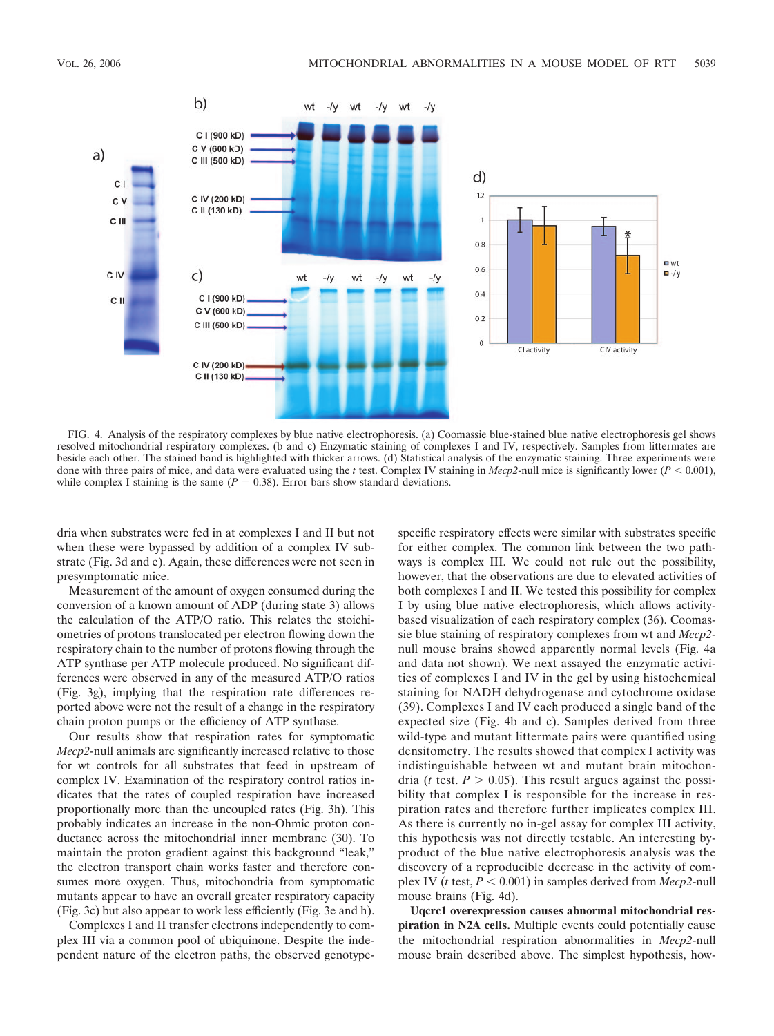FIG. 4. Analysis of the respiratory complexes by blue native electrophoresis. (a) Coomassie blue-stained blue native electrophoresis gel shows resolved mitochondrial respiratory complexes. (b and c) Enzymatic staining of complexes I and IV, respectively. Samples from littermates are beside each other. The stained band is highlighted with thicker arrows. (d) Statistical analysis of the enzymatic staining. Three experiments were done with three pairs of mice, and data were evaluated using the *t* test. Complex IV staining in *Mecp2*-null mice is significantly lower ($P < 0.001$), while complex I staining is the same ($P = 0.38$). Error bars show standard deviations.

dria when substrates were fed in at complexes I and II but not when these were bypassed by addition of a complex IV substrate (Fig. 3d and e). Again, these differences were not seen in presymptomatic mice.

Measurement of the amount of oxygen consumed during the conversion of a known amount of ADP (during state 3) allows the calculation of the ATP/O ratio. This relates the stoichiometries of protons translocated per electron flowing down the respiratory chain to the number of protons flowing through the ATP synthase per ATP molecule produced. No significant differences were observed in any of the measured ATP/O ratios (Fig. 3g), implying that the respiration rate differences reported above were not the result of a change in the respiratory chain proton pumps or the efficiency of ATP synthase.

Our results show that respiration rates for symptomatic *Mecp2*-null animals are significantly increased relative to those for wt controls for all substrates that feed in upstream of complex IV. Examination of the respiratory control ratios indicates that the rates of coupled respiration have increased proportionally more than the uncoupled rates (Fig. 3h). This probably indicates an increase in the non-Ohmic proton conductance across the mitochondrial inner membrane (30). To maintain the proton gradient against this background "leak," the electron transport chain works faster and therefore consumes more oxygen. Thus, mitochondria from symptomatic mutants appear to have an overall greater respiratory capacity (Fig. 3c) but also appear to work less efficiently (Fig. 3e and h).

Complexes I and II transfer electrons independently to complex III via a common pool of ubiquinone. Despite the independent nature of the electron paths, the observed genotype-specific respiratory effects were similar with substrates specific for either complex. The common link between the two pathways is complex III. We could not rule out the possibility, however, that the observations are due to elevated activities of both complexes I and II. We tested this possibility for complex I by using blue native electrophoresis, which allows activity-based visualization of each respiratory complex (36). Coomassie blue staining of respiratory complexes from wt and *Mecp2*-null mouse brains showed apparently normal levels (Fig. 4a and data not shown). We next assayed the enzymatic activities of complexes I and IV in the gel by using histochemical staining for NADH dehydrogenase and cytochrome oxidase (39). Complexes I and IV each produced a single band of the expected size (Fig. 4b and c). Samples derived from three wild-type and mutant littermate pairs were quantified using densitometry. The results showed that complex I activity was indistinguishable between wt and mutant brain mitochondria (*t* test. $P > 0.05$). This result argues against the possibility that complex I is responsible for the increase in respiration rates and therefore further implicates complex III. As there is currently no in-gel assay for complex III activity, this hypothesis was not directly testable. An interesting byproduct of the blue native electrophoresis analysis was the discovery of a reproducible decrease in the activity of complex IV (*t* test, $P < 0.001$) in samples derived from *Mecp2*-null mouse brains (Fig. 4d).

**Uqcrc1 overexpression causes abnormal mitochondrial respiration in N2A cells.** Multiple events could potentially cause the mitochondrial respiration abnormalities in *Mecp2*-null mouse brain described above. The simplest hypothesis, how-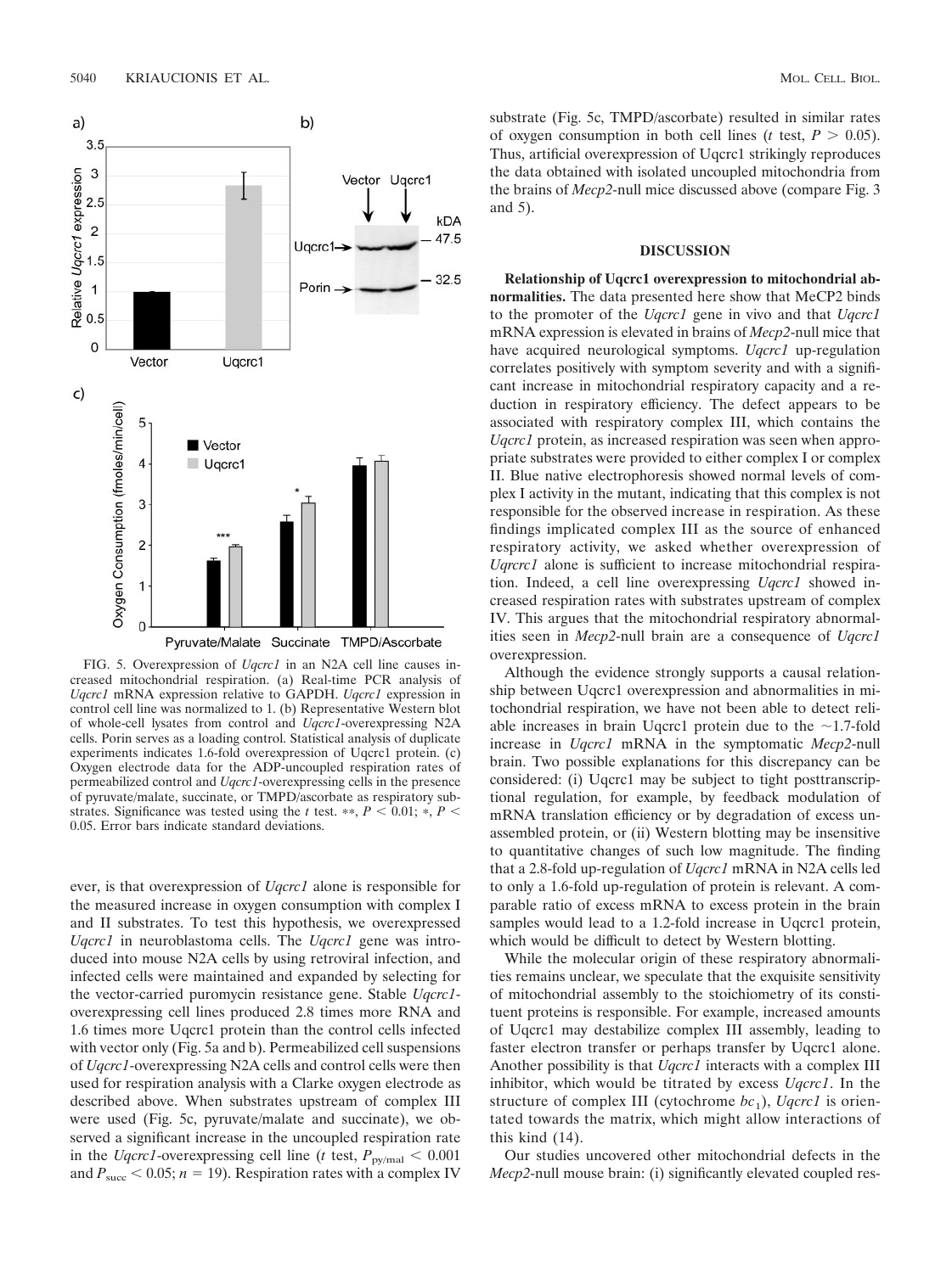FIG. 5. Overexpression of *Uqcrc1* in an N2A cell line causes increased mitochondrial respiration. (a) Real-time PCR analysis of *Uqcrc1* mRNA expression relative to GAPDH. *Uqcrc1* expression in control cell line was normalized to 1. (b) Representative Western blot of whole-cell lysates from control and *Uqcrc1*-overexpressing N2A cells. Porin serves as a loading control. Statistical analysis of duplicate experiments indicates 1.6-fold overexpression of Uqcrc1 protein. (c) Oxygen electrode data for the ADP-uncoupled respiration rates of permeabilized control and *Uqcrc1*-overexpressing cells in the presence of pyruvate/malate, succinate, or TMPD/ascorbate as respiratory substrates. Significance was tested using the *t* test. **, $P < 0.01$; *, $P < 0.05$. Error bars indicate standard deviations.

ever, is that overexpression of *Uqcrc1* alone is responsible for the measured increase in oxygen consumption with complex I and II substrates. To test this hypothesis, we overexpressed *Uqcrc1* in neuroblastoma cells. The *Uqcrc1* gene was introduced into mouse N2A cells by using retroviral infection, and infected cells were maintained and expanded by selecting for the vector-carried puromycin resistance gene. Stable *Uqcrc1*-overexpressing cell lines produced 2.8 times more RNA and 1.6 times more Uqcrc1 protein than the control cells infected with vector only (Fig. 5a and b). Permeabilized cell suspensions of *Uqcrc1*-overexpressing N2A cells and control cells were then used for respiration analysis with a Clarke oxygen electrode as described above. When substrates upstream of complex III were used (Fig. 5c, pyruvate/malate and succinate), we observed a significant increase in the uncoupled respiration rate in the *Uqcrc1*-overexpressing cell line (*t* test, $P_{py/mal} < 0.001$ and $P_{succ} < 0.05$; $n = 19$). Respiration rates with a complex IV substrate (Fig. 5c, TMPD/ascorbate) resulted in similar rates of oxygen consumption in both cell lines (*t* test, $P > 0.05$). Thus, artificial overexpression of Uqcrc1 strikingly reproduces the data obtained with isolated uncoupled mitochondria from the brains of *Mecp2*-null mice discussed above (compare Fig. 3 and 5).

## DISCUSSION

**Relationship of Uqcrc1 overexpression to mitochondrial abnormalities.** The data presented here show that MeCP2 binds to the promoter of the *Uqcrc1* gene in vivo and that *Uqcrc1* mRNA expression is elevated in brains of *Mecp2*-null mice that have acquired neurological symptoms. *Uqcrc1* up-regulation correlates positively with symptom severity and with a significant increase in mitochondrial respiratory capacity and a reduction in respiratory efficiency. The defect appears to be associated with respiratory complex III, which contains the *Uqcrc1* protein, as increased respiration was seen when appropriate substrates were provided to either complex I or complex II. Blue native electrophoresis showed normal levels of complex I activity in the mutant, indicating that this complex is not responsible for the observed increase in respiration. As these findings implicated complex III as the source of enhanced respiratory activity, we asked whether overexpression of *Uqrcrc1* alone is sufficient to increase mitochondrial respiration. Indeed, a cell line overexpressing *Uqcrc1* showed increased respiration rates with substrates upstream of complex IV. This argues that the mitochondrial respiratory abnormalities seen in *Mecp2*-null brain are a consequence of *Uqcrc1* overexpression.

Although the evidence strongly supports a causal relationship between Uqcrc1 overexpression and abnormalities in mitochondrial respiration, we have not been able to detect reliable increases in brain Uqcrc1 protein due to the ~1.7-fold increase in *Uqcrc1* mRNA in the symptomatic *Mecp2*-null brain. Two possible explanations for this discrepancy can be considered: (i) Uqcrc1 may be subject to tight posttranscriptional regulation, for example, by feedback modulation of mRNA translation efficiency or by degradation of excess unassembled protein, or (ii) Western blotting may be insensitive to quantitative changes of such low magnitude. The finding that a 2.8-fold up-regulation of *Uqcrc1* mRNA in N2A cells led to only a 1.6-fold up-regulation of protein is relevant. A comparable ratio of excess mRNA to excess protein in the brain samples would lead to a 1.2-fold increase in Uqcrc1 protein, which would be difficult to detect by Western blotting.

While the molecular origin of these respiratory abnormalities remains unclear, we speculate that the exquisite sensitivity of mitochondrial assembly to the stoichiometry of its constituent proteins is responsible. For example, increased amounts of Uqcrc1 may destabilize complex III assembly, leading to faster electron transfer or perhaps transfer by Uqcrc1 alone. Another possibility is that *Uqcrc1* interacts with a complex III inhibitor, which would be titrated by excess *Uqcrc1*. In the structure of complex III (cytochrome $bc_1$), *Uqcrc1* is orientated towards the matrix, which might allow interactions of this kind (14).

Our studies uncovered other mitochondrial defects in the *Mecp2*-null mouse brain: (i) significantly elevated coupled res-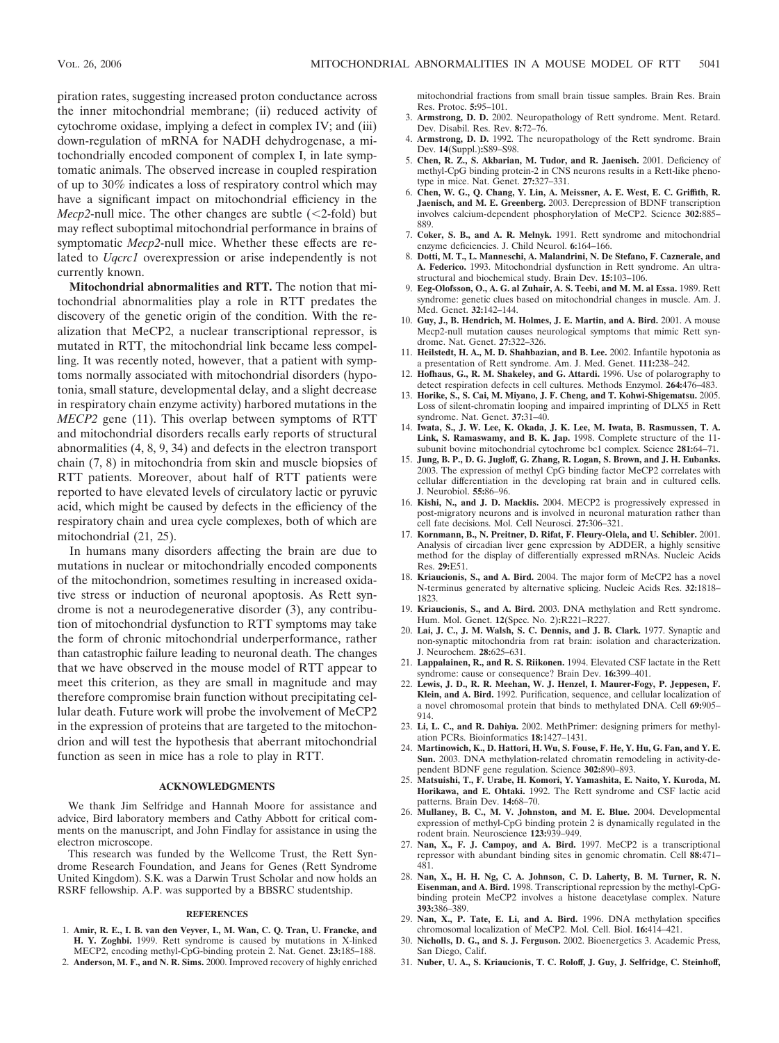piration rates, suggesting increased proton conductance across the inner mitochondrial membrane; (ii) reduced activity of cytochrome oxidase, implying a defect in complex IV; and (iii) down-regulation of mRNA for NADH dehydrogenase, a mitochondrially encoded component of complex I, in late symptomatic animals. The observed increase in coupled respiration of up to 30% indicates a loss of respiratory control which may have a significant impact on mitochondrial efficiency in the *Mecp2*-null mice. The other changes are subtle (<2-fold) but may reflect suboptimal mitochondrial performance in brains of symptomatic *Mecp2*-null mice. Whether these effects are related to *Uqcrc1* overexpression or arise independently is not currently known.

**Mitochondrial abnormalities and RTT.** The notion that mitochondrial abnormalities play a role in RTT predates the discovery of the genetic origin of the condition. With the realization that MeCP2, a nuclear transcriptional repressor, is mutated in RTT, the mitochondrial link became less compelling. It was recently noted, however, that a patient with symptoms normally associated with mitochondrial disorders (hypotonia, small stature, developmental delay, and a slight decrease in respiratory chain enzyme activity) harbored mutations in the *MECP2* gene (11). This overlap between symptoms of RTT and mitochondrial disorders recalls early reports of structural abnormalities (4, 8, 9, 34) and defects in the electron transport chain (7, 8) in mitochondria from skin and muscle biopsies of RTT patients. Moreover, about half of RTT patients were reported to have elevated levels of circulatory lactic or pyruvic acid, which might be caused by defects in the efficiency of the respiratory chain and urea cycle complexes, both of which are mitochondrial (21, 25).

In humans many disorders affecting the brain are due to mutations in nuclear or mitochondrially encoded components of the mitochondrion, sometimes resulting in increased oxidative stress or induction of neuronal apoptosis. As Rett syndrome is not a neurodegenerative disorder (3), any contribution of mitochondrial dysfunction to RTT symptoms may take the form of chronic mitochondrial underperformance, rather than catastrophic failure leading to neuronal death. The changes that we have observed in the mouse model of RTT appear to meet this criterion, as they are small in magnitude and may therefore compromise brain function without precipitating cellular death. Future work will probe the involvement of MeCP2 in the expression of proteins that are targeted to the mitochondrion and will test the hypothesis that aberrant mitochondrial function as seen in mice has a role to play in RTT.

## ACKNOWLEDGMENTS

We thank Jim Selfridge and Hannah Moore for assistance and advice, Bird laboratory members and Cathy Abbott for critical comments on the manuscript, and John Findlay for assistance in using the electron microscope.

This research was funded by the Wellcome Trust, the Rett Syndrome Research Foundation, and Jeans for Genes (Rett Syndrome United Kingdom). S.K. was a Darwin Trust Scholar and now holds an RSRF fellowship. A.P. was supported by a BBSRC studentship.

## REFERENCES

1. **Amir, R. E., I. B. van den Veyver, I., M. Wan, C. Q. Tran, U. Francke, and H. Y. Zoghbi.** 1999. Rett syndrome is caused by mutations in X-linked MECP2, encoding methyl-CpG-binding protein 2. Nat. Genet. **23:**185–188.
2. **Anderson, M. F., and N. R. Sims.** 2000. Improved recovery of highly enriched mitochondrial fractions from small brain tissue samples. Brain Res. Brain Res. Protoc. **5:**95–101.
3. **Armstrong, D. D.** 2002. Neuropathology of Rett syndrome. Ment. Retard. Dev. Disabil. Res. Rev. **8:**72–76.
4. **Armstrong, D. D.** 1992. The neuropathology of the Rett syndrome. Brain Dev. **14**(Suppl.)**:**S89–S98.
5. **Chen, R. Z., S. Akbarian, M. Tudor, and R. Jaenisch.** 2001. Deficiency of methyl-CpG binding protein-2 in CNS neurons results in a Rett-like phenotype in mice. Nat. Genet. **27:**327–331.
6. **Chen, W. G., Q. Chang, Y. Lin, A. Meissner, A. E. West, E. C. Griffith, R. Jaenisch, and M. E. Greenberg.** 2003. Derepression of BDNF transcription involves calcium-dependent phosphorylation of MeCP2. Science **302:**885–889.
7. **Coker, S. B., and A. R. Melnyk.** 1991. Rett syndrome and mitochondrial enzyme deficiencies. J. Child Neurol. **6:**164–166.
8. **Dotti, M. T., L. Manneschi, A. Malandrini, N. De Stefano, F. Caznerale, and A. Federico.** 1993. Mitochondrial dysfunction in Rett syndrome. An ultrastructural and biochemical study. Brain Dev. **15:**103–106.
9. **Eeg-Olofsson, O., A. G. al Zuhair, A. S. Teebi, and M. M. al Essa.** 1989. Rett syndrome: genetic clues based on mitochondrial changes in muscle. Am. J. Med. Genet. **32:**142–144.
10. **Guy, J., B. Hendrich, M. Holmes, J. E. Martin, and A. Bird.** 2001. A mouse Mecp2-null mutation causes neurological symptoms that mimic Rett syndrome. Nat. Genet. **27:**322–326.
11. **Heilstedt, H. A., M. D. Shahbazian, and B. Lee.** 2002. Infantile hypotonia as a presentation of Rett syndrome. Am. J. Med. Genet. **111:**238–242.
12. **Hofhaus, G., R. M. Shakeley, and G. Attardi.** 1996. Use of polarography to detect respiration defects in cell cultures. Methods Enzymol. **264:**476–483.
13. **Horike, S., S. Cai, M. Miyano, J. F. Cheng, and T. Kohwi-Shigematsu.** 2005. Loss of silent-chromatin looping and impaired imprinting of DLX5 in Rett syndrome. Nat. Genet. **37:**31–40.
14. **Iwata, S., J. W. Lee, K. Okada, J. K. Lee, M. Iwata, B. Rasmussen, T. A. Link, S. Ramaswamy, and B. K. Jap.** 1998. Complete structure of the 11-subunit bovine mitochondrial cytochrome bc1 complex. Science **281:**64–71.
15. **Jung, B. P., D. G. Jugloff, G. Zhang, R. Logan, S. Brown, and J. H. Eubanks.** 2003. The expression of methyl CpG binding factor MeCP2 correlates with cellular differentiation in the developing rat brain and in cultured cells. J. Neurobiol. **55:**86–96.
16. **Kishi, N., and J. D. Macklis.** 2004. MECP2 is progressively expressed in post-migratory neurons and is involved in neuronal maturation rather than cell fate decisions. Mol. Cell Neurosci. **27:**306–321.
17. **Kornmann, B., N. Preitner, D. Rifat, F. Fleury-Olela, and U. Schibler.** 2001. Analysis of circadian liver gene expression by ADDER, a highly sensitive method for the display of differentially expressed mRNAs. Nucleic Acids Res. **29:**E51.
18. **Kriaucionis, S., and A. Bird.** 2004. The major form of MeCP2 has a novel N-terminus generated by alternative splicing. Nucleic Acids Res. **32:**1818–1823.
19. **Kriaucionis, S., and A. Bird.** 2003. DNA methylation and Rett syndrome. Hum. Mol. Genet. **12**(Spec. No. 2)**:**R221–R227.
20. **Lai, J. C., J. M. Walsh, S. C. Dennis, and J. B. Clark.** 1977. Synaptic and non-synaptic mitochondria from rat brain: isolation and characterization. J. Neurochem. **28:**625–631.
21. **Lappalainen, R., and R. S. Riikonen.** 1994. Elevated CSF lactate in the Rett syndrome: cause or consequence? Brain Dev. **16:**399–401.
22. **Lewis, J. D., R. R. Meehan, W. J. Henzel, I. Maurer-Fogy, P. Jeppesen, F. Klein, and A. Bird.** 1992. Purification, sequence, and cellular localization of a novel chromosomal protein that binds to methylated DNA. Cell **69:**905–914.
23. **Li, L. C., and R. Dahiya.** 2002. MethPrimer: designing primers for methylation PCRs. Bioinformatics **18:**1427–1431.
24. **Martinowich, K., D. Hattori, H. Wu, S. Fouse, F. He, Y. Hu, G. Fan, and Y. E. Sun.** 2003. DNA methylation-related chromatin remodeling in activity-dependent BDNF gene regulation. Science **302:**890–893.
25. **Matsuishi, T., F. Urabe, H. Komori, Y. Yamashita, E. Naito, Y. Kuroda, M. Horikawa, and E. Ohtaki.** 1992. The Rett syndrome and CSF lactic acid patterns. Brain Dev. **14:**68–70.
26. **Mullaney, B. C., M. V. Johnston, and M. E. Blue.** 2004. Developmental expression of methyl-CpG binding protein 2 is dynamically regulated in the rodent brain. Neuroscience **123:**939–949.
27. **Nan, X., F. J. Campoy, and A. Bird.** 1997. MeCP2 is a transcriptional repressor with abundant binding sites in genomic chromatin. Cell **88:**471–481.
28. **Nan, X., H. H. Ng, C. A. Johnson, C. D. Laherty, B. M. Turner, R. N. Eisenman, and A. Bird.** 1998. Transcriptional repression by the methyl-CpG-binding protein MeCP2 involves a histone deacetylase complex. Nature **393:**386–389.
29. **Nan, X., P. Tate, E. Li, and A. Bird.** 1996. DNA methylation specifies chromosomal localization of MeCP2. Mol. Cell. Biol. **16:**414–421.
30. **Nicholls, D. G., and S. J. Ferguson.** 2002. Bioenergetics 3. Academic Press, San Diego, Calif.
31. **Nuber, U. A., S. Kriaucionis, T. C. Roloff, J. Guy, J. Selfridge, C. Steinhoff,**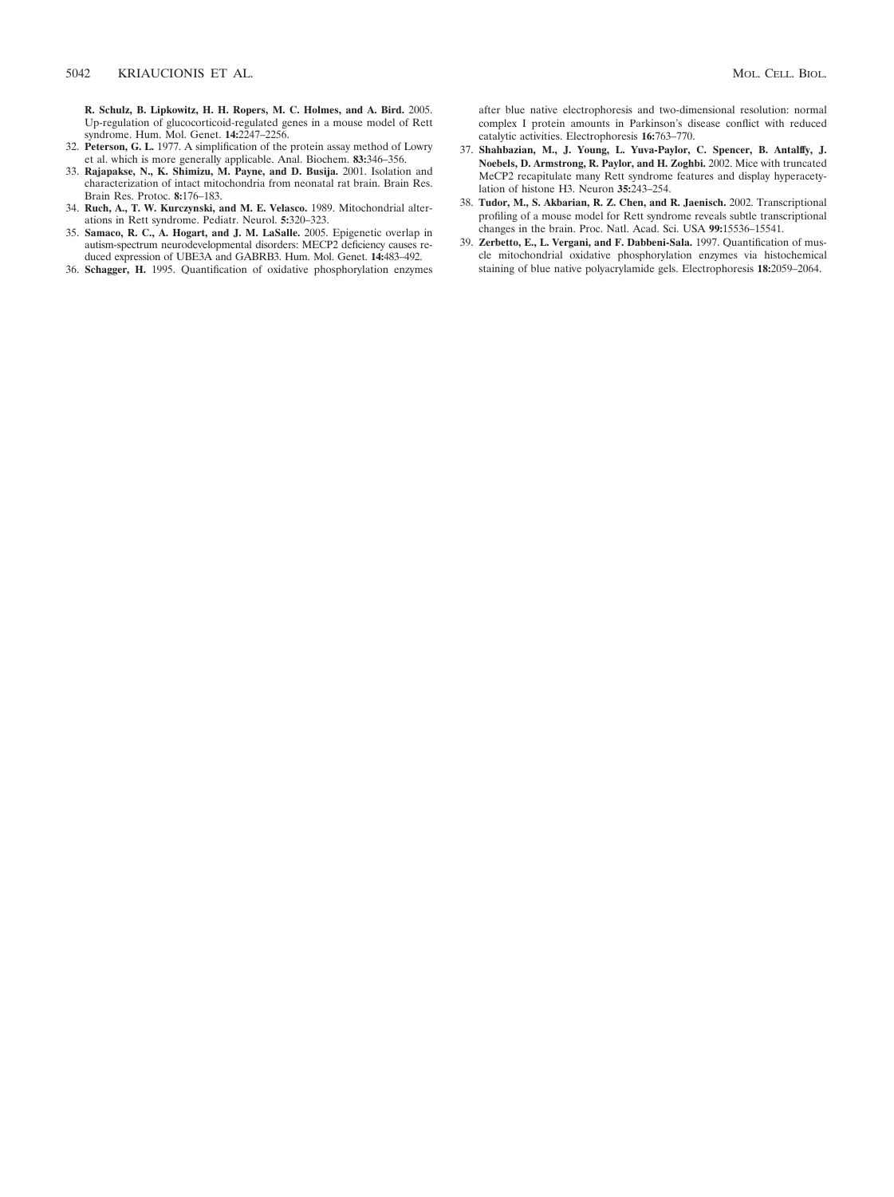R. Schulz, B. Lipkowitz, H. H. Ropers, M. C. Holmes, and A. Bird. 2005. Up-regulation of glucocorticoid-regulated genes in a mouse model of Rett syndrome. Hum. Mol. Genet. 14:2247–2256.

32. Peterson, G. L. 1977. A simplification of the protein assay method of Lowry et al. which is more generally applicable. Anal. Biochem. 83:346–356.
33. Rajapakse, N., K. Shimizu, M. Payne, and D. Busija. 2001. Isolation and characterization of intact mitochondria from neonatal rat brain. Brain Res. Brain Res. Protoc. 8:176–183.
34. Ruch, A., T. W. Kurczynski, and M. E. Velasco. 1989. Mitochondrial alterations in Rett syndrome. Pediatr. Neurol. 5:320–323.
35. Samaco, R. C., A. Hogart, and J. M. LaSalle. 2005. Epigenetic overlap in autism-spectrum neurodevelopmental disorders: MECP2 deficiency causes reduced expression of UBE3A and GABRB3. Hum. Mol. Genet. 14:483–492.
36. Schagger, H. 1995. Quantification of oxidative phosphorylation enzymes after blue native electrophoresis and two-dimensional resolution: normal complex I protein amounts in Parkinson's disease conflict with reduced catalytic activities. Electrophoresis 16:763–770.
37. Shahbazian, M., J. Young, L. Yuva-Paylor, C. Spencer, B. Antalffy, J. Noebels, D. Armstrong, R. Paylor, and H. Zoghbi. 2002. Mice with truncated MeCP2 recapitulate many Rett syndrome features and display hyperacetylation of histone H3. Neuron 35:243–254.
38. Tudor, M., S. Akbarian, R. Z. Chen, and R. Jaenisch. 2002. Transcriptional profiling of a mouse model for Rett syndrome reveals subtle transcriptional changes in the brain. Proc. Natl. Acad. Sci. USA 99:15536–15541.
39. Zerbetto, E., L. Vergani, and F. Dabbeni-Sala. 1997. Quantification of muscle mitochondrial oxidative phosphorylation enzymes via histochemical staining of blue native polyacrylamide gels. Electrophoresis 18:2059–2064.